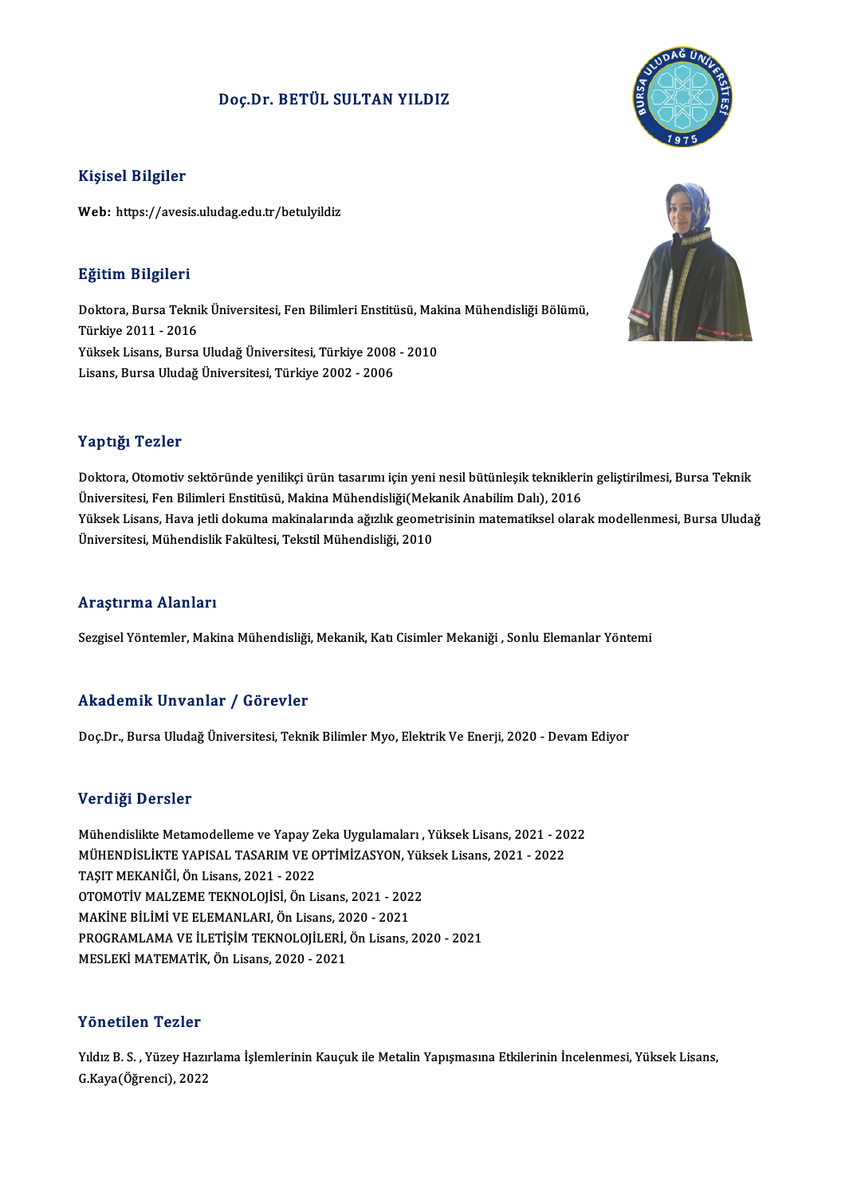# Doç.Dr. BETÜL SULTAN YILDIZ

## Kişisel Bilgiler

**Web:** https://avesis.uludag.edu.tr/betulyildiz

## Eğitim Bilgileri

Doktora, Bursa Teknik Üniversitesi, Fen Bilimleri Enstitüsü, Makina Mühendisliği Bölümü, Türkiye 2011 - 2016
Yüksek Lisans, Bursa Uludağ Üniversitesi, Türkiye 2008 - 2010
Lisans, Bursa Uludağ Üniversitesi, Türkiye 2002 - 2006

## Yaptığı Tezler

Doktora, Otomotiv sektöründe yenilikçi ürün tasarımı için yeni nesil bütünleşik tekniklerin geliştirilmesi, Bursa Teknik Üniversitesi, Fen Bilimleri Enstitüsü, Makina Mühendisliği(Mekanik Anabilim Dalı), 2016
Yüksek Lisans, Hava jetli dokuma makinalarında ağızlık geometrisinin matematiksel olarak modellenmesi, Bursa Uludağ Üniversitesi, Mühendislik Fakültesi, Tekstil Mühendisliği, 2010

## Araştırma Alanları

Sezgisel Yöntemler, Makina Mühendisliği, Mekanik, Katı Cisimler Mekaniği , Sonlu Elemanlar Yöntemi

## Akademik Unvanlar / Görevler

Doç.Dr., Bursa Uludağ Üniversitesi, Teknik Bilimler Myo, Elektrik Ve Enerji, 2020 - Devam Ediyor

## Verdiği Dersler

Mühendislikte Metamodelleme ve Yapay Zeka Uygulamaları , Yüksek Lisans, 2021 - 2022
MÜHENDİSLİKTE YAPISAL TASARIM VE OPTİMİZASYON, Yüksek Lisans, 2021 - 2022
TAŞIT MEKANİĞİ, Ön Lisans, 2021 - 2022
OTOMOTİV MALZEME TEKNOLOJİSİ, Ön Lisans, 2021 - 2022
MAKİNE BİLİMİ VE ELEMANLARI, Ön Lisans, 2020 - 2021
PROGRAMLAMA VE İLETİŞİM TEKNOLOJİLERİ, Ön Lisans, 2020 - 2021
MESLEKİ MATEMATİK, Ön Lisans, 2020 - 2021

## Yönetilen Tezler

Yıldız B. S. , Yüzey Hazırlama İşlemlerinin Kauçuk ile Metalin Yapışmasına Etkilerinin İncelenmesi, Yüksek Lisans, G.Kaya(Öğrenci), 2022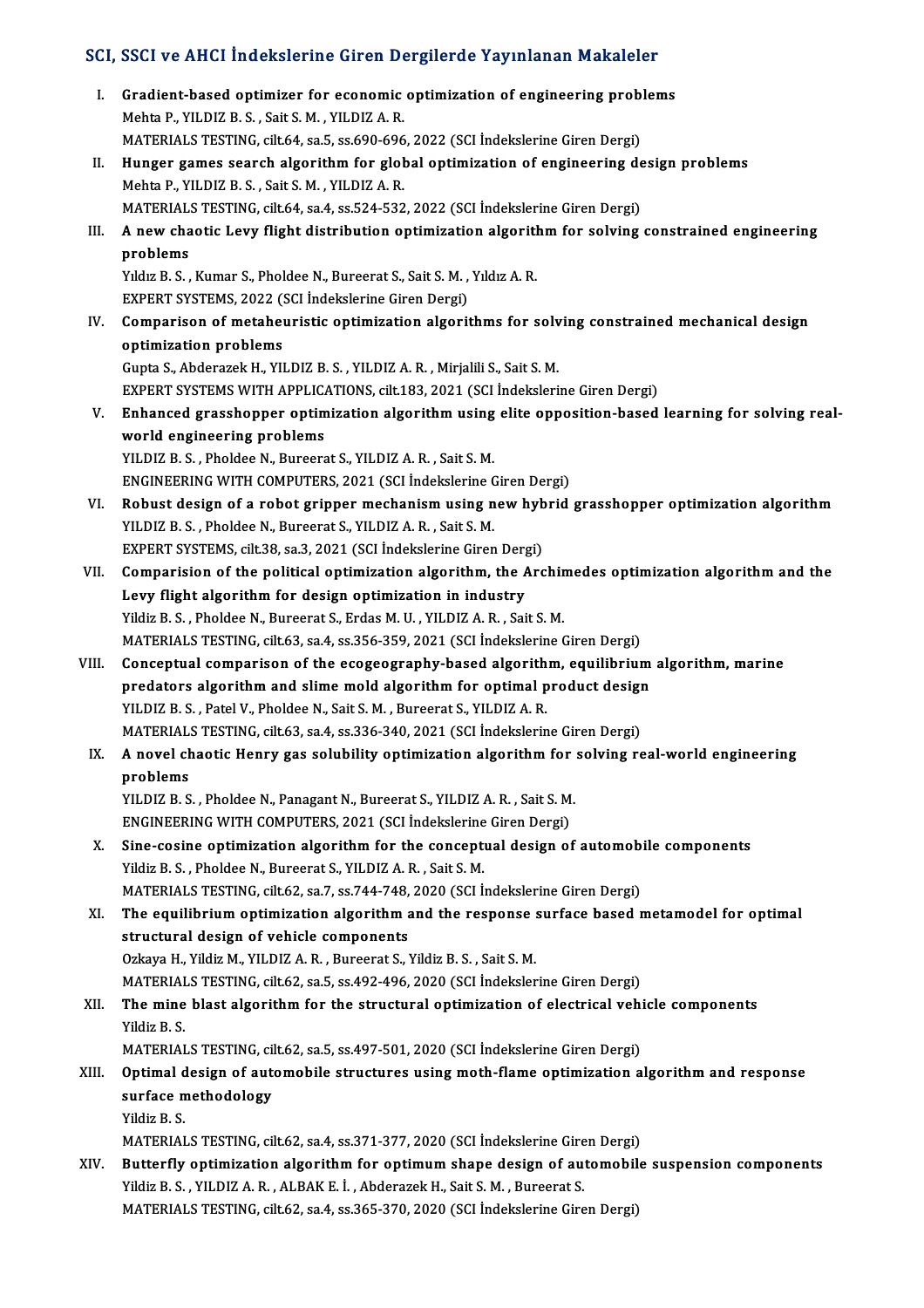## SCI, SSCI ve AHCI İndekslerine Giren Dergilerde Yayınlanan Makaleler

I. **Gradient-based optimizer for economic optimization of engineering problems**
Mehta P., YILDIZ B. S. , Sait S. M. , YILDIZ A. R.
MATERIALS TESTING, cilt.64, sa.5, ss.690-696, 2022 (SCI İndekslerine Giren Dergi)

II. **Hunger games search algorithm for global optimization of engineering design problems**
Mehta P., YILDIZ B. S. , Sait S. M. , YILDIZ A. R.
MATERIALS TESTING, cilt.64, sa.4, ss.524-532, 2022 (SCI İndekslerine Giren Dergi)

III. **A new chaotic Levy flight distribution optimization algorithm for solving constrained engineering problems**
Yıldız B. S. , Kumar S., Pholdee N., Bureerat S., Sait S. M. , Yıldız A. R.
EXPERT SYSTEMS, 2022 (SCI İndekslerine Giren Dergi)

IV. **Comparison of metaheuristic optimization algorithms for solving constrained mechanical design optimization problems**
Gupta S., Abderazek H., YILDIZ B. S. , YILDIZ A. R. , Mirjalili S., Sait S. M.
EXPERT SYSTEMS WITH APPLICATIONS, cilt.183, 2021 (SCI İndekslerine Giren Dergi)

V. **Enhanced grasshopper optimization algorithm using elite opposition-based learning for solving real-world engineering problems**
YILDIZ B. S. , Pholdee N., Bureerat S., YILDIZ A. R. , Sait S. M.
ENGINEERING WITH COMPUTERS, 2021 (SCI İndekslerine Giren Dergi)

VI. **Robust design of a robot gripper mechanism using new hybrid grasshopper optimization algorithm**
YILDIZ B. S. , Pholdee N., Bureerat S., YILDIZ A. R. , Sait S. M.
EXPERT SYSTEMS, cilt.38, sa.3, 2021 (SCI İndekslerine Giren Dergi)

VII. **Comparision of the political optimization algorithm, the Archimedes optimization algorithm and the Levy flight algorithm for design optimization in industry**
Yildiz B. S. , Pholdee N., Bureerat S., Erdas M. U. , YILDIZ A. R. , Sait S. M.
MATERIALS TESTING, cilt.63, sa.4, ss.356-359, 2021 (SCI İndekslerine Giren Dergi)

VIII. **Conceptual comparison of the ecogeography-based algorithm, equilibrium algorithm, marine predators algorithm and slime mold algorithm for optimal product design**
YILDIZ B. S. , Patel V., Pholdee N., Sait S. M. , Bureerat S., YILDIZ A. R.
MATERIALS TESTING, cilt.63, sa.4, ss.336-340, 2021 (SCI İndekslerine Giren Dergi)

IX. **A novel chaotic Henry gas solubility optimization algorithm for solving real-world engineering problems**
YILDIZ B. S. , Pholdee N., Panagant N., Bureerat S., YILDIZ A. R. , Sait S. M.
ENGINEERING WITH COMPUTERS, 2021 (SCI İndekslerine Giren Dergi)

X. **Sine-cosine optimization algorithm for the conceptual design of automobile components**
Yildiz B. S. , Pholdee N., Bureerat S., YILDIZ A. R. , Sait S. M.
MATERIALS TESTING, cilt.62, sa.7, ss.744-748, 2020 (SCI İndekslerine Giren Dergi)

XI. **The equilibrium optimization algorithm and the response surface based metamodel for optimal structural design of vehicle components**
Ozkaya H., Yildiz M., YILDIZ A. R. , Bureerat S., Yildiz B. S. , Sait S. M.
MATERIALS TESTING, cilt.62, sa.5, ss.492-496, 2020 (SCI İndekslerine Giren Dergi)

XII. **The mine blast algorithm for the structural optimization of electrical vehicle components**
Yildiz B. S.
MATERIALS TESTING, cilt.62, sa.5, ss.497-501, 2020 (SCI İndekslerine Giren Dergi)

XIII. **Optimal design of automobile structures using moth-flame optimization algorithm and response surface methodology**
Yildiz B. S.
MATERIALS TESTING, cilt.62, sa.4, ss.371-377, 2020 (SCI İndekslerine Giren Dergi)

XIV. **Butterfly optimization algorithm for optimum shape design of automobile suspension components**
Yildiz B. S. , YILDIZ A. R. , ALBAK E. İ. , Abderazek H., Sait S. M. , Bureerat S.
MATERIALS TESTING, cilt.62, sa.4, ss.365-370, 2020 (SCI İndekslerine Giren Dergi)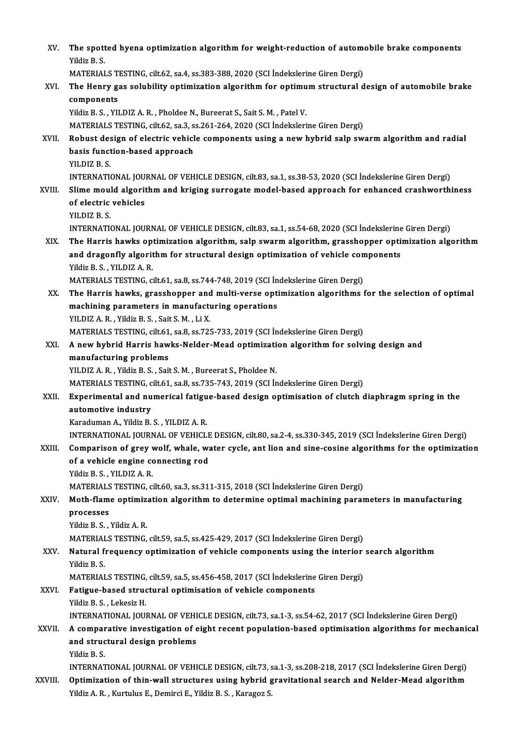XV. **The spotted hyena optimization algorithm for weight-reduction of automobile brake components**
Yildiz B. S.
MATERIALS TESTING, cilt.62, sa.4, ss.383-388, 2020 (SCI İndekslerine Giren Dergi)

XVI. **The Henry gas solubility optimization algorithm for optimum structural design of automobile brake components**
Yildiz B. S. , YILDIZ A. R. , Pholdee N., Bureerat S., Sait S. M. , Patel V.
MATERIALS TESTING, cilt.62, sa.3, ss.261-264, 2020 (SCI İndekslerine Giren Dergi)

XVII. **Robust design of electric vehicle components using a new hybrid salp swarm algorithm and radial basis function-based approach**
YILDIZ B. S.
INTERNATIONAL JOURNAL OF VEHICLE DESIGN, cilt.83, sa.1, ss.38-53, 2020 (SCI İndekslerine Giren Dergi)

XVIII. **Slime mould algorithm and kriging surrogate model-based approach for enhanced crashworthiness of electric vehicles**
YILDIZ B. S.
INTERNATIONAL JOURNAL OF VEHICLE DESIGN, cilt.83, sa.1, ss.54-68, 2020 (SCI İndekslerine Giren Dergi)

XIX. **The Harris hawks optimization algorithm, salp swarm algorithm, grasshopper optimization algorithm and dragonfly algorithm for structural design optimization of vehicle components**
Yildiz B. S. , YILDIZ A. R.
MATERIALS TESTING, cilt.61, sa.8, ss.744-748, 2019 (SCI İndekslerine Giren Dergi)

XX. **The Harris hawks, grasshopper and multi-verse optimization algorithms for the selection of optimal machining parameters in manufacturing operations**
YILDIZ A. R. , Yildiz B. S. , Sait S. M. , Li X.
MATERIALS TESTING, cilt.61, sa.8, ss.725-733, 2019 (SCI İndekslerine Giren Dergi)

XXI. **A new hybrid Harris hawks-Nelder-Mead optimization algorithm for solving design and manufacturing problems**
YILDIZ A. R. , Yildiz B. S. , Sait S. M. , Bureerat S., Pholdee N.
MATERIALS TESTING, cilt.61, sa.8, ss.735-743, 2019 (SCI İndekslerine Giren Dergi)

XXII. **Experimental and numerical fatigue-based design optimisation of clutch diaphragm spring in the automotive industry**
Karaduman A., Yildiz B. S. , YILDIZ A. R.
INTERNATIONAL JOURNAL OF VEHICLE DESIGN, cilt.80, sa.2-4, ss.330-345, 2019 (SCI İndekslerine Giren Dergi)

XXIII. **Comparison of grey wolf, whale, water cycle, ant lion and sine-cosine algorithms for the optimization of a vehicle engine connecting rod**
Yildiz B. S. , YILDIZ A. R.
MATERIALS TESTING, cilt.60, sa.3, ss.311-315, 2018 (SCI İndekslerine Giren Dergi)

XXIV. **Moth-flame optimization algorithm to determine optimal machining parameters in manufacturing processes**
Yildiz B. S. , Yildiz A. R.
MATERIALS TESTING, cilt.59, sa.5, ss.425-429, 2017 (SCI İndekslerine Giren Dergi)

XXV. **Natural frequency optimization of vehicle components using the interior search algorithm**
Yildiz B. S.
MATERIALS TESTING, cilt.59, sa.5, ss.456-458, 2017 (SCI İndekslerine Giren Dergi)

XXVI. **Fatigue-based structural optimisation of vehicle components**
Yildiz B. S. , Lekesiz H.
INTERNATIONAL JOURNAL OF VEHICLE DESIGN, cilt.73, sa.1-3, ss.54-62, 2017 (SCI İndekslerine Giren Dergi)

XXVII. **A comparative investigation of eight recent population-based optimisation algorithms for mechanical and structural design problems**
Yildiz B. S.
INTERNATIONAL JOURNAL OF VEHICLE DESIGN, cilt.73, sa.1-3, ss.208-218, 2017 (SCI İndekslerine Giren Dergi)

XXVIII. **Optimization of thin-wall structures using hybrid gravitational search and Nelder-Mead algorithm**
Yildiz A. R. , Kurtulus E., Demirci E., Yildiz B. S. , Karagoz S.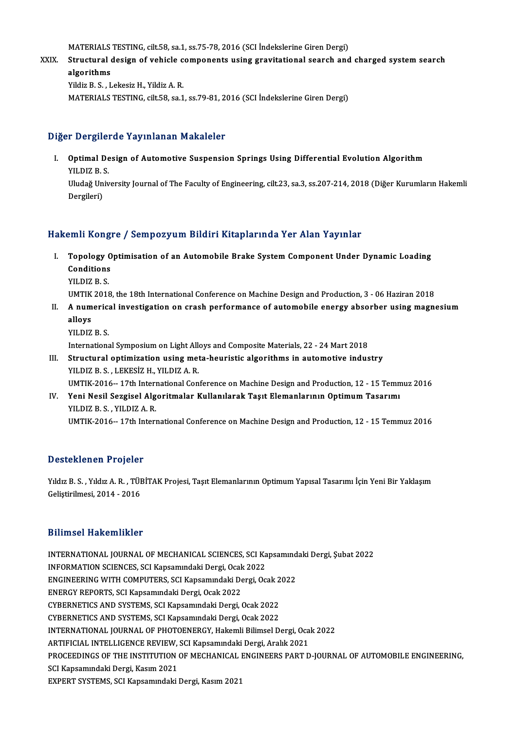MATERIALS TESTING, cilt.58, sa.1, ss.75-78, 2016 (SCI İndekslerine Giren Dergi)

XXIX. **Structural design of vehicle components using gravitational search and charged system search algorithms**
Yildiz B. S. , Lekesiz H., Yildiz A. R.
MATERIALS TESTING, cilt.58, sa.1, ss.79-81, 2016 (SCI İndekslerine Giren Dergi)

## Diğer Dergilerde Yayınlanan Makaleler

I. **Optimal Design of Automotive Suspension Springs Using Differential Evolution Algorithm**
YILDIZ B. S.
Uludağ University Journal of The Faculty of Engineering, cilt.23, sa.3, ss.207-214, 2018 (Diğer Kurumların Hakemli Dergileri)

## Hakemli Kongre / Sempozyum Bildiri Kitaplarında Yer Alan Yayınlar

I. **Topology Optimisation of an Automobile Brake System Component Under Dynamic Loading Conditions**
YILDIZ B. S.
UMTIK 2018, the 18th International Conference on Machine Design and Production, 3 - 06 Haziran 2018

II. **A numerical investigation on crash performance of automobile energy absorber using magnesium alloys**
YILDIZ B. S.
International Symposium on Light Alloys and Composite Materials, 22 - 24 Mart 2018

III. **Structural optimization using meta-heuristic algorithms in automotive industry**
YILDIZ B. S. , LEKESİZ H., YILDIZ A. R.
UMTIK-2016-- 17th International Conference on Machine Design and Production, 12 - 15 Temmuz 2016

IV. **Yeni Nesil Sezgisel Algoritmalar Kullanılarak Taşıt Elemanlarının Optimum Tasarımı**
YILDIZ B. S. , YILDIZ A. R.
UMTIK-2016-- 17th International Conference on Machine Design and Production, 12 - 15 Temmuz 2016

## Desteklenen Projeler

Yıldız B. S. , Yıldız A. R. , TÜBİTAK Projesi, Taşıt Elemanlarının Optimum Yapısal Tasarımı İçin Yeni Bir Yaklaşım Geliştirilmesi, 2014 - 2016

## Bilimsel Hakemlikler

INTERNATIONAL JOURNAL OF MECHANICAL SCIENCES, SCI Kapsamındaki Dergi, Şubat 2022
INFORMATION SCIENCES, SCI Kapsamındaki Dergi, Ocak 2022
ENGINEERING WITH COMPUTERS, SCI Kapsamındaki Dergi, Ocak 2022
ENERGY REPORTS, SCI Kapsamındaki Dergi, Ocak 2022
CYBERNETICS AND SYSTEMS, SCI Kapsamındaki Dergi, Ocak 2022
CYBERNETICS AND SYSTEMS, SCI Kapsamındaki Dergi, Ocak 2022
INTERNATIONAL JOURNAL OF PHOTOENERGY, Hakemli Bilimsel Dergi, Ocak 2022
ARTIFICIAL INTELLIGENCE REVIEW, SCI Kapsamındaki Dergi, Aralık 2021
PROCEEDINGS OF THE INSTITUTION OF MECHANICAL ENGINEERS PART D-JOURNAL OF AUTOMOBILE ENGINEERING, SCI Kapsamındaki Dergi, Kasım 2021
EXPERT SYSTEMS, SCI Kapsamındaki Dergi, Kasım 2021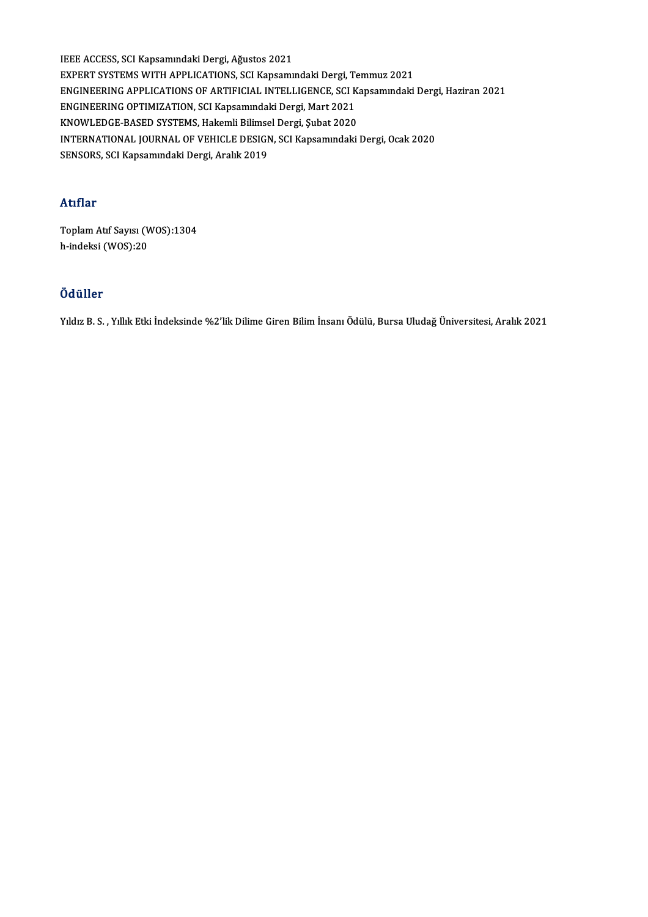IEEE ACCESS, SCI Kapsamındaki Dergi, Ağustos 2021
EXPERT SYSTEMS WITH APPLICATIONS, SCI Kapsamındaki Dergi, Temmuz 2021
ENGINEERING APPLICATIONS OF ARTIFICIAL INTELLIGENCE, SCI Kapsamındaki Dergi, Haziran 2021
ENGINEERING OPTIMIZATION, SCI Kapsamındaki Dergi, Mart 2021
KNOWLEDGE-BASED SYSTEMS, Hakemli Bilimsel Dergi, Şubat 2020
INTERNATIONAL JOURNAL OF VEHICLE DESIGN, SCI Kapsamındaki Dergi, Ocak 2020
SENSORS, SCI Kapsamındaki Dergi, Aralık 2019

## Atıflar

Toplam Atıf Sayısı (WOS):1304
h-indeksi (WOS):20

## Ödüller

Yıldız B. S. , Yıllık Etki İndeksinde %2'lik Dilime Giren Bilim İnsanı Ödülü, Bursa Uludağ Üniversitesi, Aralık 2021